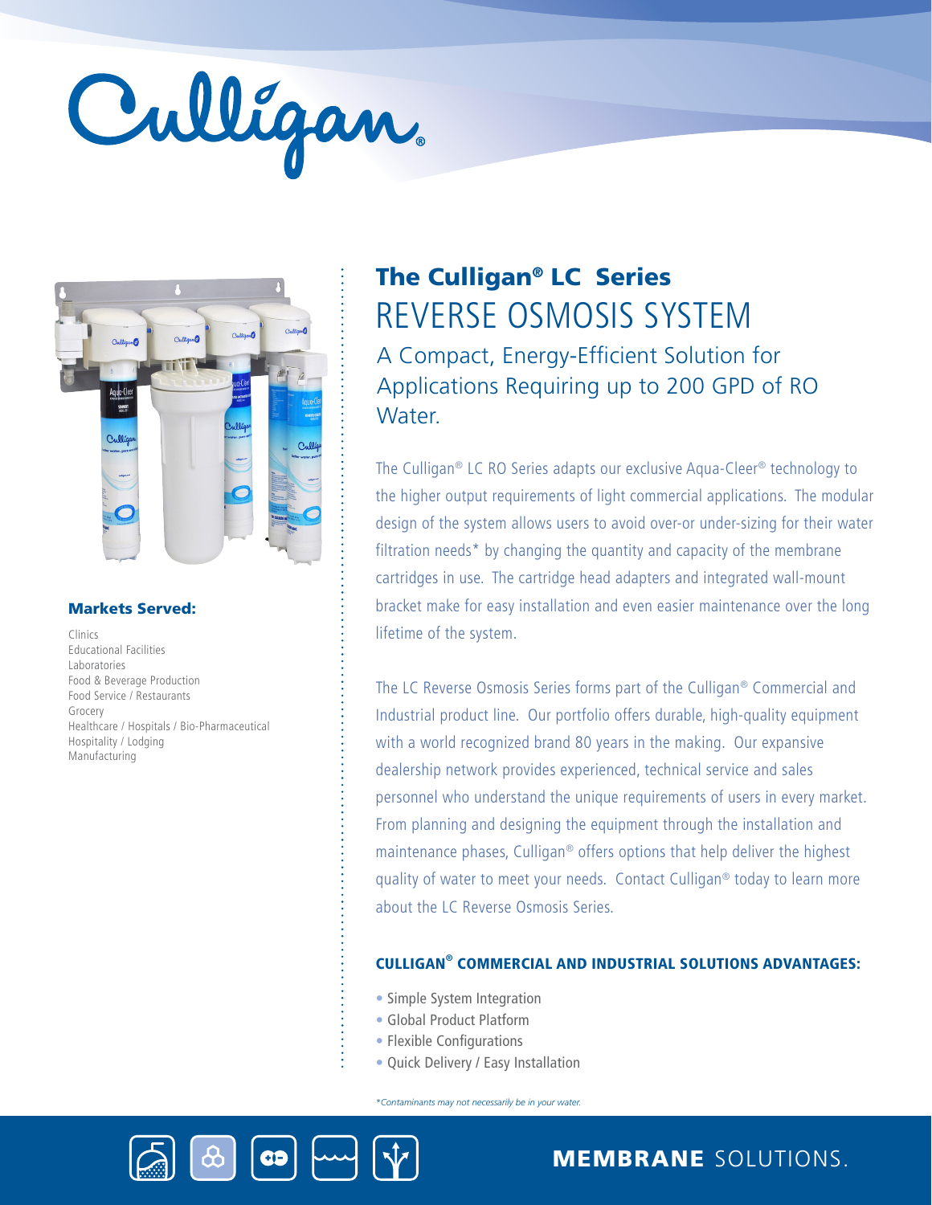# The Culligan® LC Series

## REVERSE OSMOSIS SYSTEM

### A Compact, Energy-Efficient Solution for Applications Requiring up to 200 GPD of RO Water.

The Culligan® LC RO Series adapts our exclusive Aqua-Cleer® technology to the higher output requirements of light commercial applications. The modular design of the system allows users to avoid over-or under-sizing for their water filtration needs* by changing the quantity and capacity of the membrane cartridges in use. The cartridge head adapters and integrated wall-mount bracket make for easy installation and even easier maintenance over the long lifetime of the system.

The LC Reverse Osmosis Series forms part of the Culligan® Commercial and Industrial product line. Our portfolio offers durable, high-quality equipment with a world recognized brand 80 years in the making. Our expansive dealership network provides experienced, technical service and sales personnel who understand the unique requirements of users in every market. From planning and designing the equipment through the installation and maintenance phases, Culligan® offers options that help deliver the highest quality of water to meet your needs. Contact Culligan® today to learn more about the LC Reverse Osmosis Series.

### Markets Served:

Clinics
Educational Facilities
Laboratories
Food & Beverage Production
Food Service / Restaurants
Grocery
Healthcare / Hospitals / Bio-Pharmaceutical
Hospitality / Lodging
Manufacturing

### CULLIGAN® COMMERCIAL AND INDUSTRIAL SOLUTIONS ADVANTAGES:

- Simple System Integration
- Global Product Platform
- Flexible Configurations
- Quick Delivery / Easy Installation

*Contaminants may not necessarily be in your water.*

**MEMBRANE** SOLUTIONS.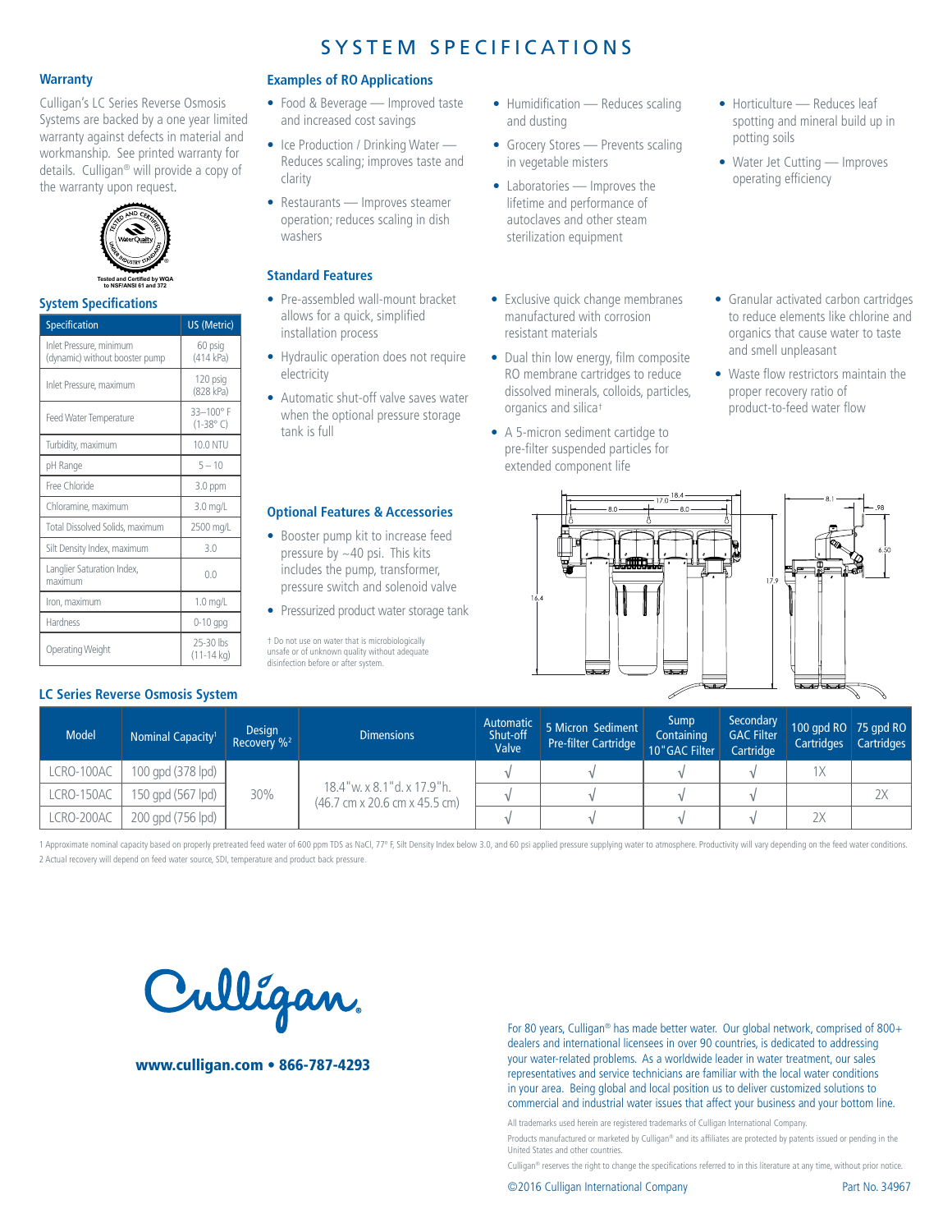# SYSTEM SPECIFICATIONS

## Warranty

Culligan's LC Series Reverse Osmosis Systems are backed by a one year limited warranty against defects in material and workmanship. See printed warranty for details. Culligan® will provide a copy of the warranty upon request.

Tested and Certified by WQA to NSF/ANSI 61 and 372

## System Specifications

| Specification | US (Metric) |
|---|---|
| Inlet Pressure, minimum (dynamic) without booster pump | 60 psig (414 kPa) |
| Inlet Pressure, maximum | 120 psig (828 kPa) |
| Feed Water Temperature | 33–100° F (1-38° C) |
| Turbidity, maximum | 10.0 NTU |
| pH Range | 5 – 10 |
| Free Chloride | 3.0 ppm |
| Chloramine, maximum | 3.0 mg/L |
| Total Dissolved Solids, maximum | 2500 mg/L |
| Silt Density Index, maximum | 3.0 |
| Langlier Saturation Index, maximum | 0.0 |
| Iron, maximum | 1.0 mg/L |
| Hardness | 0-10 gpg |
| Operating Weight | 25-30 lbs (11-14 kg) |

## Examples of RO Applications

- Food & Beverage — Improved taste and increased cost savings
- Ice Production / Drinking Water — Reduces scaling; improves taste and clarity
- Restaurants — Improves steamer operation; reduces scaling in dish washers
- Humidification — Reduces scaling and dusting
- Grocery Stores — Prevents scaling in vegetable misters
- Laboratories — Improves the lifetime and performance of autoclaves and other steam sterilization equipment
- Horticulture — Reduces leaf spotting and mineral build up in potting soils
- Water Jet Cutting — Improves operating efficiency

## Standard Features

- Pre-assembled wall-mount bracket allows for a quick, simplified installation process
- Hydraulic operation does not require electricity
- Automatic shut-off valve saves water when the optional pressure storage tank is full
- Exclusive quick change membranes manufactured with corrosion resistant materials
- Dual thin low energy, film composite RO membrane cartridges to reduce dissolved minerals, colloids, particles, organics and silica†
- A 5-micron sediment cartridge to pre-filter suspended particles for extended component life
- Granular activated carbon cartridges to reduce elements like chlorine and organics that cause water to taste and smell unpleasant
- Waste flow restrictors maintain the proper recovery ratio of product-to-feed water flow

## Optional Features & Accessories

- Booster pump kit to increase feed pressure by ~40 psi. This kits includes the pump, transformer, pressure switch and solenoid valve
- Pressurized product water storage tank

† Do not use on water that is microbiologically unsafe or of unknown quality without adequate disinfection before or after system.

18.4
17.0
8.0
8.0
16.4
17.9
8.1
.98
6.50

## LC Series Reverse Osmosis System

| Model | Nominal Capacity[1] | Design Recovery %[2] | Dimensions | Automatic Shut-off Valve | 5 Micron Sediment Pre-filter Cartridge | Sump Containing 10"GAC Filter | Secondary GAC Filter Cartridge | 100 gpd RO Cartridges | 75 gpd RO Cartridges |
|---|---|---|---|---|---|---|---|---|---|
| LCRO-100AC | 100 gpd (378 lpd) | 30% | 18.4"w. x 8.1"d. x 17.9"h. (46.7 cm x 20.6 cm x 45.5 cm) | √ | √ | √ | √ | 1X | |
| LCRO-150AC | 150 gpd (567 lpd) | | | √ | √ | √ | √ | | 2X |
| LCRO-200AC | 200 gpd (756 lpd) | | | √ | √ | √ | √ | 2X | |

1 Approximate nominal capacity based on properly pretreated feed water of 600 ppm TDS as NaCl, 77° F, Silt Density Index below 3.0, and 60 psi applied pressure supplying water to atmosphere. Productivity will vary depending on the feed water conditions.
2 Actual recovery will depend on feed water source, SDI, temperature and product back pressure.

Culligan

**www.culligan.com • 866-787-4293**

For 80 years, Culligan® has made better water. Our global network, comprised of 800+ dealers and international licensees in over 90 countries, is dedicated to addressing your water-related problems. As a worldwide leader in water treatment, our sales representatives and service technicians are familiar with the local water conditions in your area. Being global and local position us to deliver customized solutions to commercial and industrial water issues that affect your business and your bottom line.

All trademarks used herein are registered trademarks of Culligan International Company.

Products manufactured or marketed by Culligan® and its affiliates are protected by patents issued or pending in the United States and other countries.

Culligan® reserves the right to change the specifications referred to in this literature at any time, without prior notice.

©2016 Culligan International Company

Part No. 34967